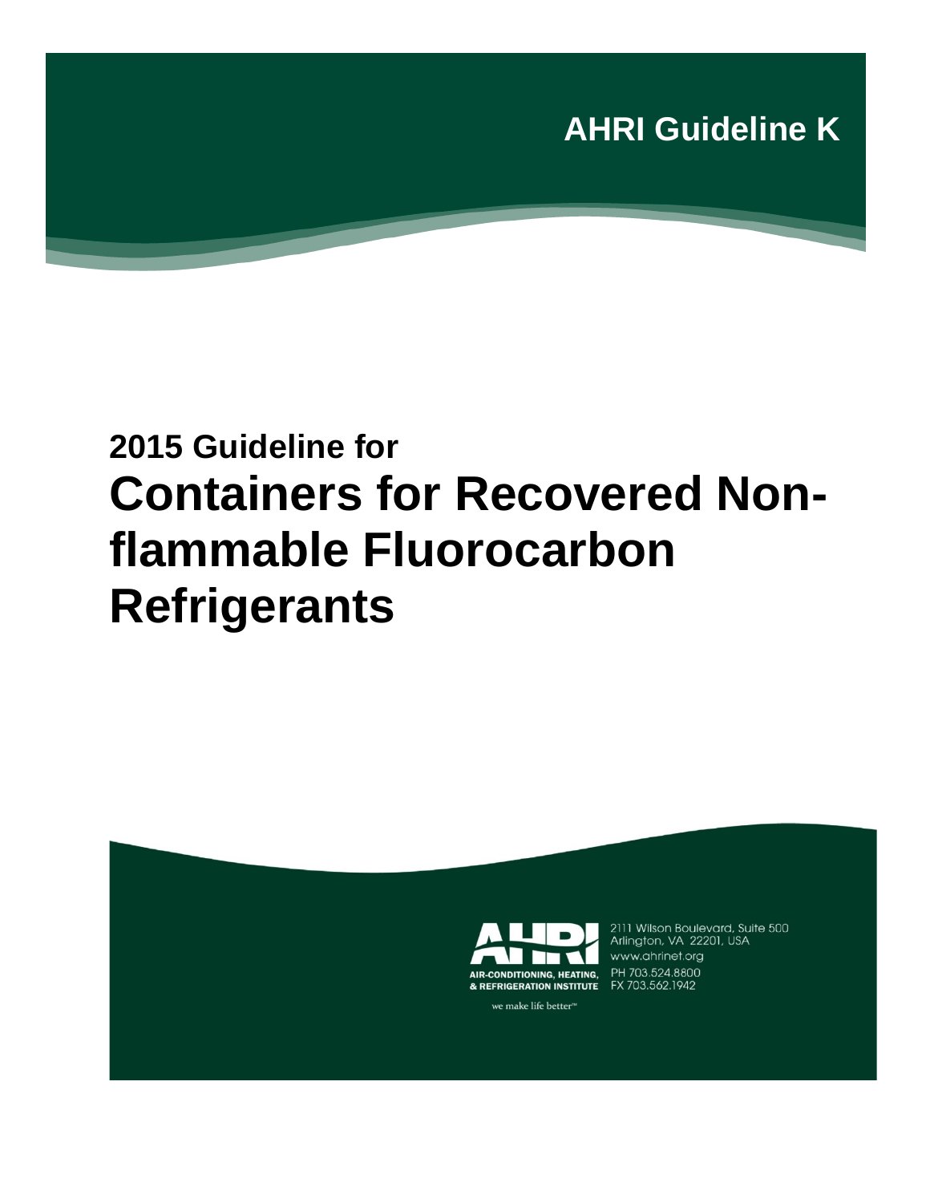AHRI Guideline K

# 2015 Guideline for

# Containers for Recovered Non-flammable Fluorocarbon Refrigerants

AIR-CONDITIONING, HEATING, & REFRIGERATION INSTITUTE

we make life better™

2111 Wilson Boulevard, Suite 500
Arlington, VA 22201, USA
www.ahrinet.org
PH 703.524.8800
FX 703.562.1942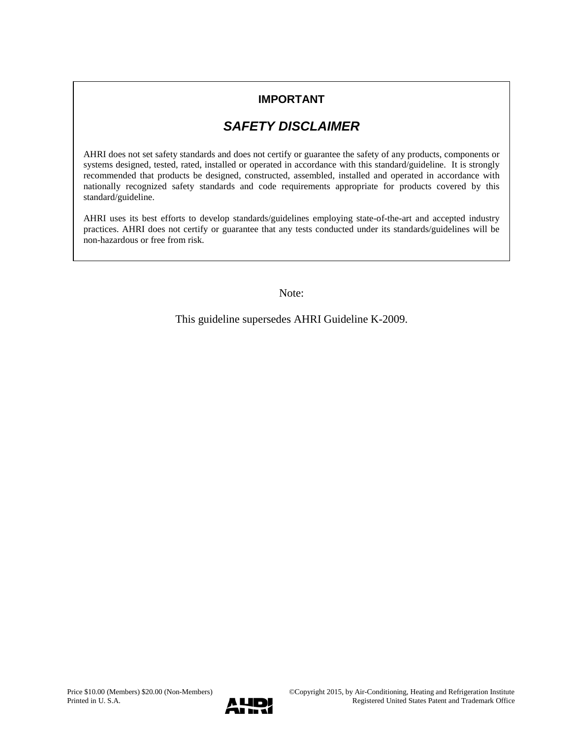**IMPORTANT**

## *SAFETY DISCLAIMER*

AHRI does not set safety standards and does not certify or guarantee the safety of any products, components or systems designed, tested, rated, installed or operated in accordance with this standard/guideline. It is strongly recommended that products be designed, constructed, assembled, installed and operated in accordance with nationally recognized safety standards and code requirements appropriate for products covered by this standard/guideline.

AHRI uses its best efforts to develop standards/guidelines employing state-of-the-art and accepted industry practices. AHRI does not certify or guarantee that any tests conducted under its standards/guidelines will be non-hazardous or free from risk.

Note:

This guideline supersedes AHRI Guideline K-2009.

Price $10.00 (Members) $20.00 (Non-Members)
Printed in U. S.A.

©Copyright 2015, by Air-Conditioning, Heating and Refrigeration Institute
Registered United States Patent and Trademark Office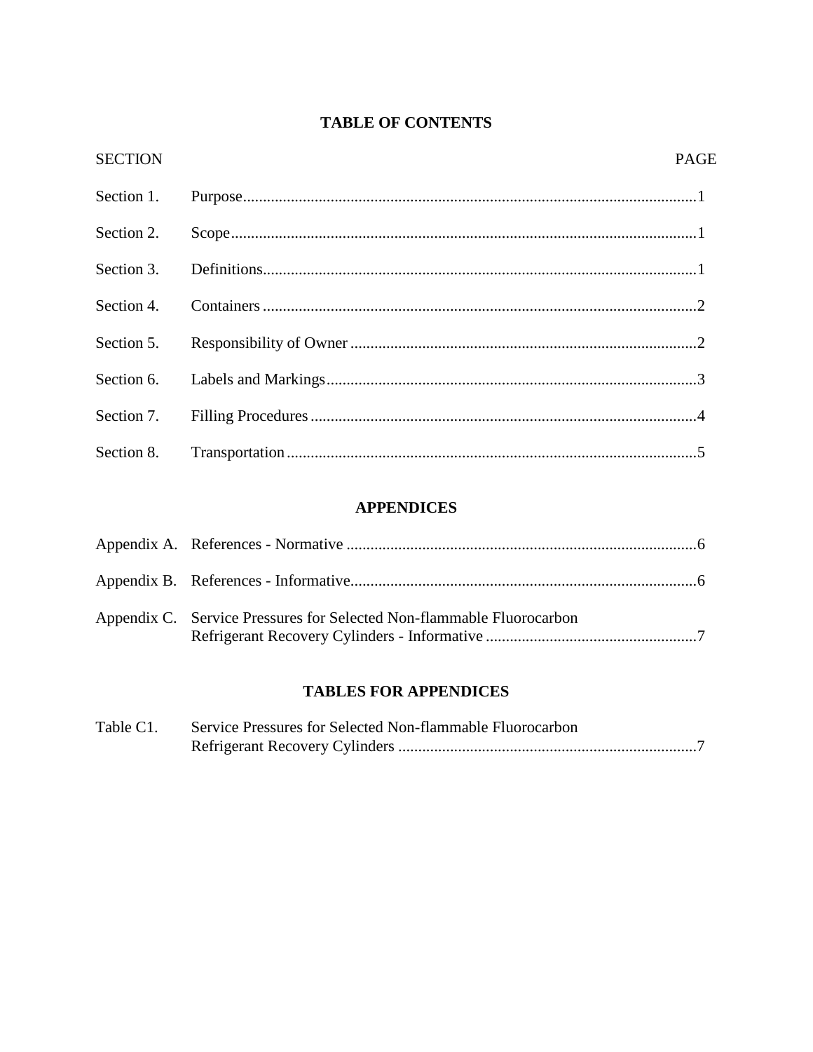# TABLE OF CONTENTS

| SECTION | | PAGE |
|---|---|---|
| Section 1. | Purpose | 1 |
| Section 2. | Scope | 1 |
| Section 3. | Definitions | 1 |
| Section 4. | Containers | 2 |
| Section 5. | Responsibility of Owner | 2 |
| Section 6. | Labels and Markings | 3 |
| Section 7. | Filling Procedures | 4 |
| Section 8. | Transportation | 5 |

## APPENDICES

| | | |
|---|---|---|
| Appendix A. | References - Normative | 6 |
| Appendix B. | References - Informative | 6 |
| Appendix C. | Service Pressures for Selected Non-flammable Fluorocarbon Refrigerant Recovery Cylinders - Informative | 7 |

## TABLES FOR APPENDICES

| | | |
|---|---|---|
| Table C1. | Service Pressures for Selected Non-flammable Fluorocarbon Refrigerant Recovery Cylinders | 7 |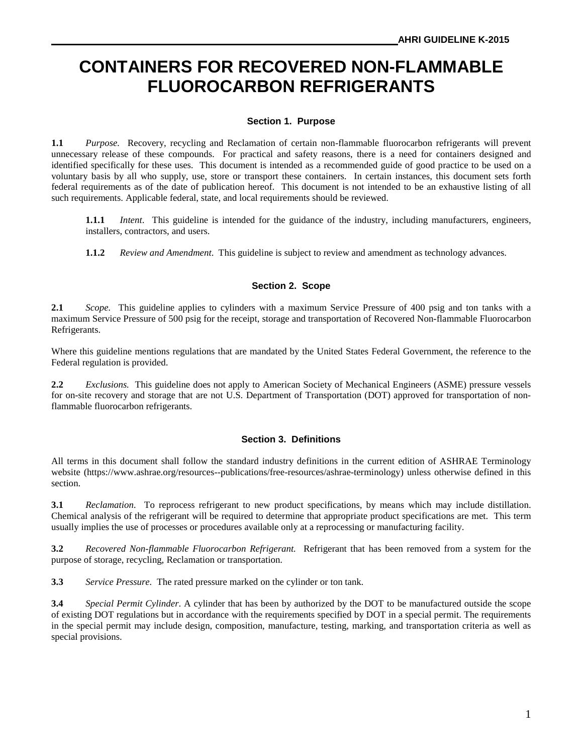# CONTAINERS FOR RECOVERED NON-FLAMMABLE FLUOROCARBON REFRIGERANTS

## Section 1. Purpose

**1.1** *Purpose.* Recovery, recycling and Reclamation of certain non-flammable fluorocarbon refrigerants will prevent unnecessary release of these compounds. For practical and safety reasons, there is a need for containers designed and identified specifically for these uses. This document is intended as a recommended guide of good practice to be used on a voluntary basis by all who supply, use, store or transport these containers. In certain instances, this document sets forth federal requirements as of the date of publication hereof. This document is not intended to be an exhaustive listing of all such requirements. Applicable federal, state, and local requirements should be reviewed.

**1.1.1** *Intent*. This guideline is intended for the guidance of the industry, including manufacturers, engineers, installers, contractors, and users.

**1.1.2** *Review and Amendment*. This guideline is subject to review and amendment as technology advances.

## Section 2. Scope

**2.1** *Scope.* This guideline applies to cylinders with a maximum Service Pressure of 400 psig and ton tanks with a maximum Service Pressure of 500 psig for the receipt, storage and transportation of Recovered Non-flammable Fluorocarbon Refrigerants.

Where this guideline mentions regulations that are mandated by the United States Federal Government, the reference to the Federal regulation is provided.

**2.2** *Exclusions.* This guideline does not apply to American Society of Mechanical Engineers (ASME) pressure vessels for on-site recovery and storage that are not U.S. Department of Transportation (DOT) approved for transportation of non-flammable fluorocarbon refrigerants.

## Section 3. Definitions

All terms in this document shall follow the standard industry definitions in the current edition of ASHRAE Terminology website (https://www.ashrae.org/resources--publications/free-resources/ashrae-terminology) unless otherwise defined in this section.

**3.1** *Reclamation*. To reprocess refrigerant to new product specifications, by means which may include distillation. Chemical analysis of the refrigerant will be required to determine that appropriate product specifications are met. This term usually implies the use of processes or procedures available only at a reprocessing or manufacturing facility.

**3.2** *Recovered Non-flammable Fluorocarbon Refrigerant.* Refrigerant that has been removed from a system for the purpose of storage, recycling, Reclamation or transportation.

**3.3** *Service Pressure.* The rated pressure marked on the cylinder or ton tank.

**3.4** *Special Permit Cylinder*. A cylinder that has been by authorized by the DOT to be manufactured outside the scope of existing DOT regulations but in accordance with the requirements specified by DOT in a special permit. The requirements in the special permit may include design, composition, manufacture, testing, marking, and transportation criteria as well as special provisions.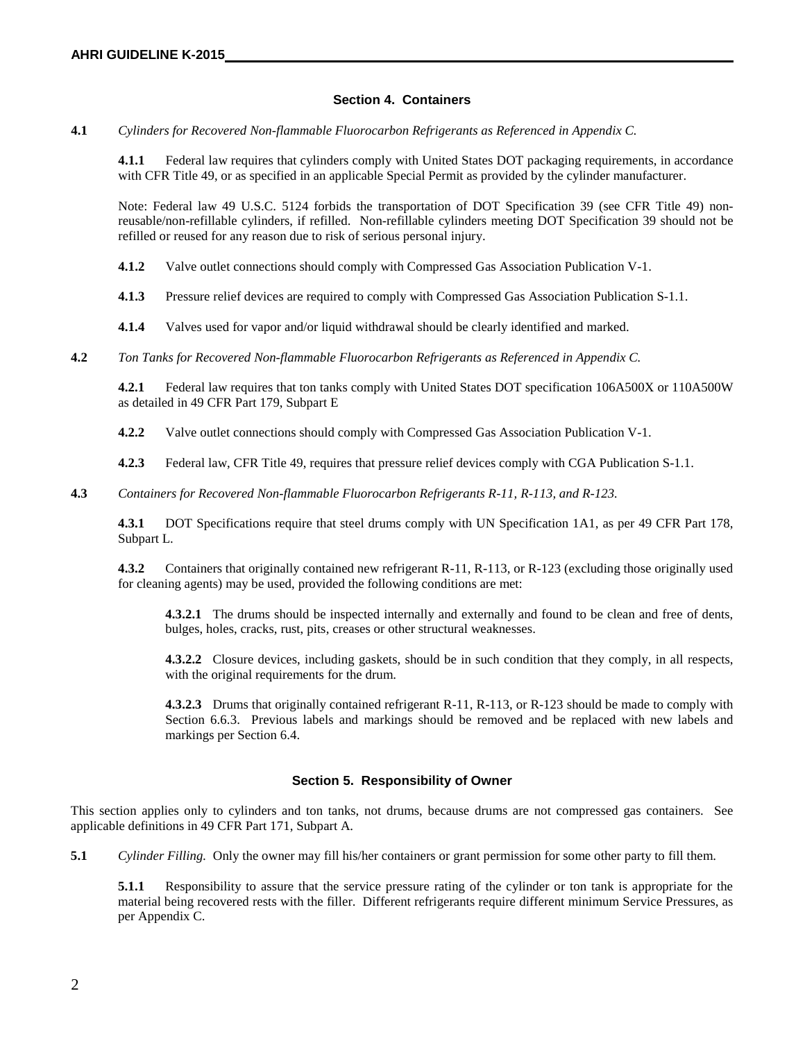## Section 4. Containers

**4.1** *Cylinders for Recovered Non-flammable Fluorocarbon Refrigerants as Referenced in Appendix C.*

**4.1.1** Federal law requires that cylinders comply with United States DOT packaging requirements, in accordance with CFR Title 49, or as specified in an applicable Special Permit as provided by the cylinder manufacturer.

Note: Federal law 49 U.S.C. 5124 forbids the transportation of DOT Specification 39 (see CFR Title 49) non-reusable/non-refillable cylinders, if refilled. Non-refillable cylinders meeting DOT Specification 39 should not be refilled or reused for any reason due to risk of serious personal injury.

**4.1.2** Valve outlet connections should comply with Compressed Gas Association Publication V-1.

**4.1.3** Pressure relief devices are required to comply with Compressed Gas Association Publication S-1.1.

**4.1.4** Valves used for vapor and/or liquid withdrawal should be clearly identified and marked.

**4.2** *Ton Tanks for Recovered Non-flammable Fluorocarbon Refrigerants as Referenced in Appendix C.*

**4.2.1** Federal law requires that ton tanks comply with United States DOT specification 106A500X or 110A500W as detailed in 49 CFR Part 179, Subpart E

**4.2.2** Valve outlet connections should comply with Compressed Gas Association Publication V-1.

**4.2.3** Federal law, CFR Title 49, requires that pressure relief devices comply with CGA Publication S-1.1.

**4.3** *Containers for Recovered Non-flammable Fluorocarbon Refrigerants R-11, R-113, and R-123.*

**4.3.1** DOT Specifications require that steel drums comply with UN Specification 1A1, as per 49 CFR Part 178, Subpart L.

**4.3.2** Containers that originally contained new refrigerant R-11, R-113, or R-123 (excluding those originally used for cleaning agents) may be used, provided the following conditions are met:

**4.3.2.1** The drums should be inspected internally and externally and found to be clean and free of dents, bulges, holes, cracks, rust, pits, creases or other structural weaknesses.

**4.3.2.2** Closure devices, including gaskets, should be in such condition that they comply, in all respects, with the original requirements for the drum.

**4.3.2.3** Drums that originally contained refrigerant R-11, R-113, or R-123 should be made to comply with Section 6.6.3. Previous labels and markings should be removed and be replaced with new labels and markings per Section 6.4.

## Section 5. Responsibility of Owner

This section applies only to cylinders and ton tanks, not drums, because drums are not compressed gas containers. See applicable definitions in 49 CFR Part 171, Subpart A.

**5.1** *Cylinder Filling.* Only the owner may fill his/her containers or grant permission for some other party to fill them.

**5.1.1** Responsibility to assure that the service pressure rating of the cylinder or ton tank is appropriate for the material being recovered rests with the filler. Different refrigerants require different minimum Service Pressures, as per Appendix C.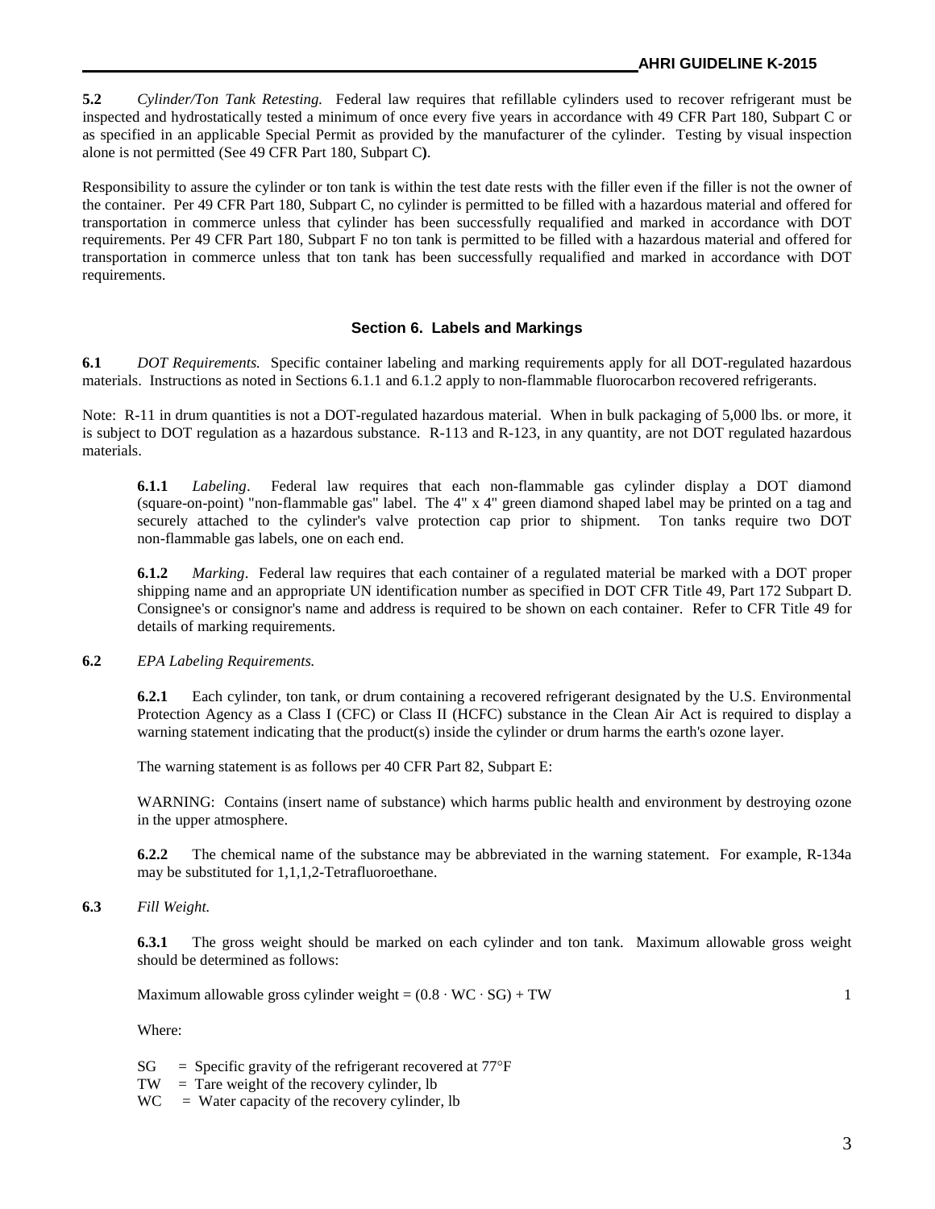**5.2** *Cylinder/Ton Tank Retesting.* Federal law requires that refillable cylinders used to recover refrigerant must be inspected and hydrostatically tested a minimum of once every five years in accordance with 49 CFR Part 180, Subpart C or as specified in an applicable Special Permit as provided by the manufacturer of the cylinder. Testing by visual inspection alone is not permitted (See 49 CFR Part 180, Subpart C**)**.

Responsibility to assure the cylinder or ton tank is within the test date rests with the filler even if the filler is not the owner of the container. Per 49 CFR Part 180, Subpart C, no cylinder is permitted to be filled with a hazardous material and offered for transportation in commerce unless that cylinder has been successfully requalified and marked in accordance with DOT requirements. Per 49 CFR Part 180, Subpart F no ton tank is permitted to be filled with a hazardous material and offered for transportation in commerce unless that ton tank has been successfully requalified and marked in accordance with DOT requirements.

## Section 6. Labels and Markings

**6.1** *DOT Requirements.* Specific container labeling and marking requirements apply for all DOT-regulated hazardous materials. Instructions as noted in Sections 6.1.1 and 6.1.2 apply to non-flammable fluorocarbon recovered refrigerants.

Note: R-11 in drum quantities is not a DOT-regulated hazardous material. When in bulk packaging of 5,000 lbs. or more, it is subject to DOT regulation as a hazardous substance. R-113 and R-123, in any quantity, are not DOT regulated hazardous materials.

**6.1.1** *Labeling*. Federal law requires that each non-flammable gas cylinder display a DOT diamond (square-on-point) "non-flammable gas" label. The 4" x 4" green diamond shaped label may be printed on a tag and securely attached to the cylinder's valve protection cap prior to shipment. Ton tanks require two DOT non-flammable gas labels, one on each end.

**6.1.2** *Marking*. Federal law requires that each container of a regulated material be marked with a DOT proper shipping name and an appropriate UN identification number as specified in DOT CFR Title 49, Part 172 Subpart D. Consignee's or consignor's name and address is required to be shown on each container. Refer to CFR Title 49 for details of marking requirements.

**6.2** *EPA Labeling Requirements.*

**6.2.1** Each cylinder, ton tank, or drum containing a recovered refrigerant designated by the U.S. Environmental Protection Agency as a Class I (CFC) or Class II (HCFC) substance in the Clean Air Act is required to display a warning statement indicating that the product(s) inside the cylinder or drum harms the earth's ozone layer.

The warning statement is as follows per 40 CFR Part 82, Subpart E:

WARNING: Contains (insert name of substance) which harms public health and environment by destroying ozone in the upper atmosphere.

**6.2.2** The chemical name of the substance may be abbreviated in the warning statement. For example, R-134a may be substituted for 1,1,1,2-Tetrafluoroethane.

**6.3** *Fill Weight.*

**6.3.1** The gross weight should be marked on each cylinder and ton tank. Maximum allowable gross weight should be determined as follows:

$$\text{Maximum allowable gross cylinder weight} = (0.8 \cdot WC \cdot SG) + TW \qquad (1)$$

Where:

$SG$ = Specific gravity of the refrigerant recovered at 77°F
$TW$ = Tare weight of the recovery cylinder, lb
$WC$ = Water capacity of the recovery cylinder, lb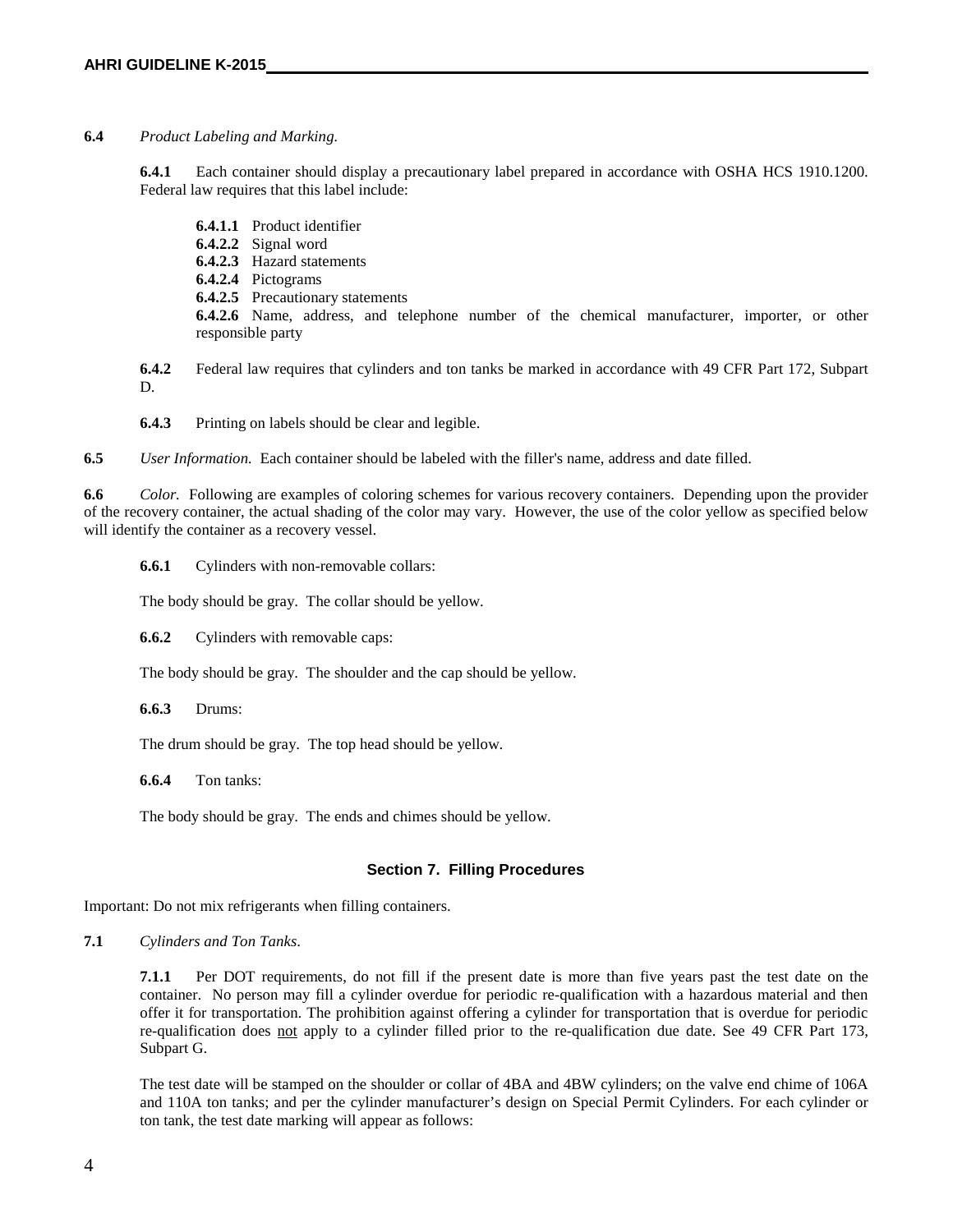**6.4** *Product Labeling and Marking.*

**6.4.1** Each container should display a precautionary label prepared in accordance with OSHA HCS 1910.1200. Federal law requires that this label include:

**6.4.1.1** Product identifier
**6.4.2.2** Signal word
**6.4.2.3** Hazard statements
**6.4.2.4** Pictograms
**6.4.2.5** Precautionary statements
**6.4.2.6** Name, address, and telephone number of the chemical manufacturer, importer, or other responsible party

**6.4.2** Federal law requires that cylinders and ton tanks be marked in accordance with 49 CFR Part 172, Subpart D.

**6.4.3** Printing on labels should be clear and legible.

**6.5** *User Information.* Each container should be labeled with the filler's name, address and date filled.

**6.6** *Color.* Following are examples of coloring schemes for various recovery containers. Depending upon the provider of the recovery container, the actual shading of the color may vary. However, the use of the color yellow as specified below will identify the container as a recovery vessel.

**6.6.1** Cylinders with non-removable collars:

The body should be gray. The collar should be yellow.

**6.6.2** Cylinders with removable caps:

The body should be gray. The shoulder and the cap should be yellow.

**6.6.3** Drums:

The drum should be gray. The top head should be yellow.

**6.6.4** Ton tanks:

The body should be gray. The ends and chimes should be yellow.

## Section 7. Filling Procedures

Important: Do not mix refrigerants when filling containers.

**7.1** *Cylinders and Ton Tanks.*

**7.1.1** Per DOT requirements, do not fill if the present date is more than five years past the test date on the container. No person may fill a cylinder overdue for periodic re-qualification with a hazardous material and then offer it for transportation. The prohibition against offering a cylinder for transportation that is overdue for periodic re-qualification does not apply to a cylinder filled prior to the re-qualification due date. See 49 CFR Part 173, Subpart G.

The test date will be stamped on the shoulder or collar of 4BA and 4BW cylinders; on the valve end chime of 106A and 110A ton tanks; and per the cylinder manufacturer's design on Special Permit Cylinders. For each cylinder or ton tank, the test date marking will appear as follows: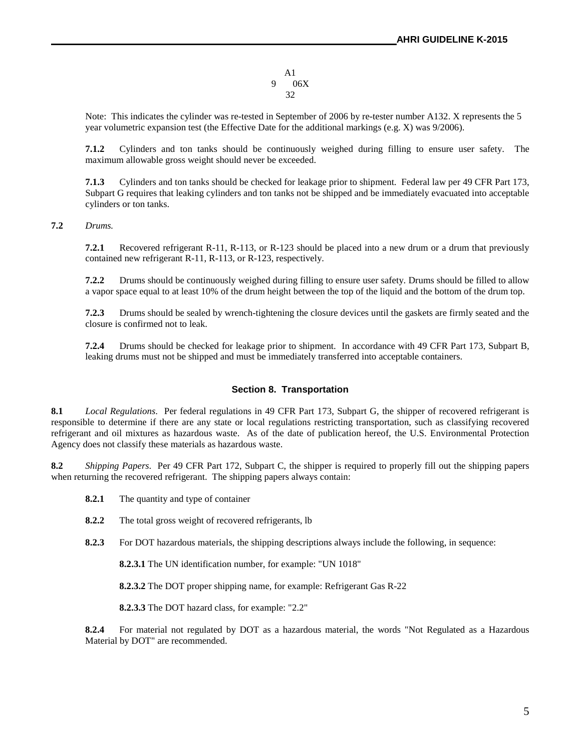```
   A1
9    06X
    32
```

Note: This indicates the cylinder was re-tested in September of 2006 by re-tester number A132. X represents the 5 year volumetric expansion test (the Effective Date for the additional markings (e.g. X) was 9/2006).

**7.1.2** Cylinders and ton tanks should be continuously weighed during filling to ensure user safety. The maximum allowable gross weight should never be exceeded.

**7.1.3** Cylinders and ton tanks should be checked for leakage prior to shipment. Federal law per 49 CFR Part 173, Subpart G requires that leaking cylinders and ton tanks not be shipped and be immediately evacuated into acceptable cylinders or ton tanks.

**7.2** *Drums.*

**7.2.1** Recovered refrigerant R-11, R-113, or R-123 should be placed into a new drum or a drum that previously contained new refrigerant R-11, R-113, or R-123, respectively.

**7.2.2** Drums should be continuously weighed during filling to ensure user safety. Drums should be filled to allow a vapor space equal to at least 10% of the drum height between the top of the liquid and the bottom of the drum top.

**7.2.3** Drums should be sealed by wrench-tightening the closure devices until the gaskets are firmly seated and the closure is confirmed not to leak.

**7.2.4** Drums should be checked for leakage prior to shipment. In accordance with 49 CFR Part 173, Subpart B, leaking drums must not be shipped and must be immediately transferred into acceptable containers.

## Section 8. Transportation

**8.1** *Local Regulations.* Per federal regulations in 49 CFR Part 173, Subpart G, the shipper of recovered refrigerant is responsible to determine if there are any state or local regulations restricting transportation, such as classifying recovered refrigerant and oil mixtures as hazardous waste. As of the date of publication hereof, the U.S. Environmental Protection Agency does not classify these materials as hazardous waste.

**8.2** *Shipping Papers.* Per 49 CFR Part 172, Subpart C, the shipper is required to properly fill out the shipping papers when returning the recovered refrigerant. The shipping papers always contain:

**8.2.1** The quantity and type of container

**8.2.2** The total gross weight of recovered refrigerants, lb

**8.2.3** For DOT hazardous materials, the shipping descriptions always include the following, in sequence:

**8.2.3.1** The UN identification number, for example: "UN 1018"

**8.2.3.2** The DOT proper shipping name, for example: Refrigerant Gas R-22

**8.2.3.3** The DOT hazard class, for example: "2.2"

**8.2.4** For material not regulated by DOT as a hazardous material, the words "Not Regulated as a Hazardous Material by DOT" are recommended.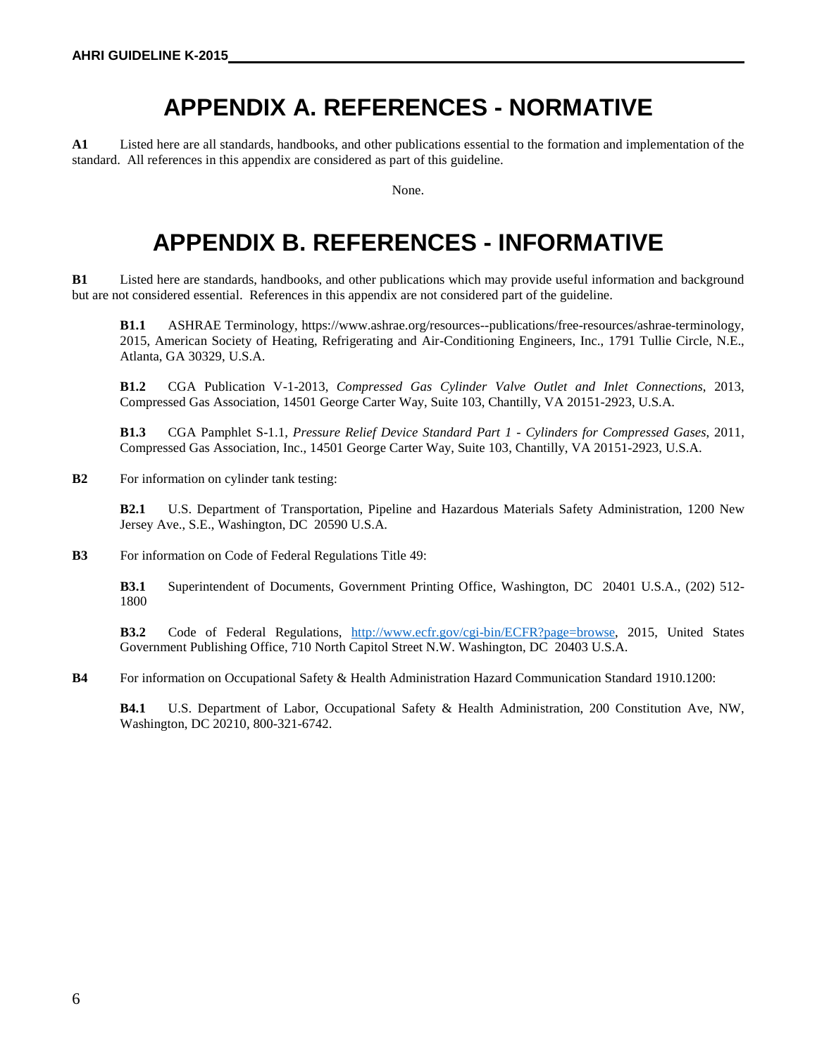# APPENDIX A. REFERENCES - NORMATIVE

**A1** Listed here are all standards, handbooks, and other publications essential to the formation and implementation of the standard. All references in this appendix are considered as part of this guideline.

None.

# APPENDIX B. REFERENCES - INFORMATIVE

**B1** Listed here are standards, handbooks, and other publications which may provide useful information and background but are not considered essential. References in this appendix are not considered part of the guideline.

> **B1.1** ASHRAE Terminology, https://www.ashrae.org/resources--publications/free-resources/ashrae-terminology, 2015, American Society of Heating, Refrigerating and Air-Conditioning Engineers, Inc., 1791 Tullie Circle, N.E., Atlanta, GA 30329, U.S.A.
>
> **B1.2** CGA Publication V-1-2013, *Compressed Gas Cylinder Valve Outlet and Inlet Connections*, 2013, Compressed Gas Association, 14501 George Carter Way, Suite 103, Chantilly, VA 20151-2923, U.S.A.
>
> **B1.3** CGA Pamphlet S-1.1, *Pressure Relief Device Standard Part 1 - Cylinders for Compressed Gases*, 2011, Compressed Gas Association, Inc., 14501 George Carter Way, Suite 103, Chantilly, VA 20151-2923, U.S.A.

**B2** For information on cylinder tank testing:

> **B2.1** U.S. Department of Transportation, Pipeline and Hazardous Materials Safety Administration, 1200 New Jersey Ave., S.E., Washington, DC 20590 U.S.A.

**B3** For information on Code of Federal Regulations Title 49:

> **B3.1** Superintendent of Documents, Government Printing Office, Washington, DC 20401 U.S.A., (202) 512-1800
>
> **B3.2** Code of Federal Regulations, http://www.ecfr.gov/cgi-bin/ECFR?page=browse, 2015, United States Government Publishing Office, 710 North Capitol Street N.W. Washington, DC 20403 U.S.A.

**B4** For information on Occupational Safety & Health Administration Hazard Communication Standard 1910.1200:

> **B4.1** U.S. Department of Labor, Occupational Safety & Health Administration, 200 Constitution Ave, NW, Washington, DC 20210, 800-321-6742.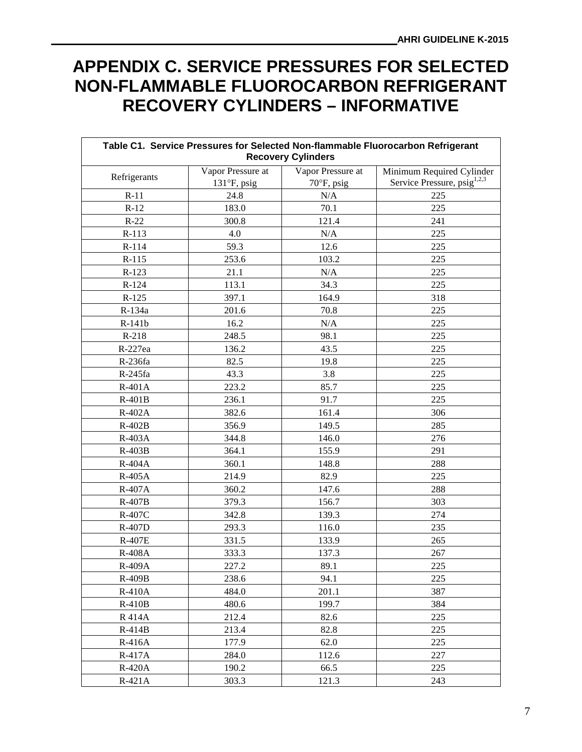# APPENDIX C. SERVICE PRESSURES FOR SELECTED NON-FLAMMABLE FLUOROCARBON REFRIGERANT RECOVERY CYLINDERS – INFORMATIVE

**Table C1. Service Pressures for Selected Non-flammable Fluorocarbon Refrigerant Recovery Cylinders**

| Refrigerants | Vapor Pressure at 131°F, psig | Vapor Pressure at 70°F, psig | Minimum Required Cylinder Service Pressure, psig[1,2,3] |
|---|---|---|---|
| R-11 | 24.8 | N/A | 225 |
| R-12 | 183.0 | 70.1 | 225 |
| R-22 | 300.8 | 121.4 | 241 |
| R-113 | 4.0 | N/A | 225 |
| R-114 | 59.3 | 12.6 | 225 |
| R-115 | 253.6 | 103.2 | 225 |
| R-123 | 21.1 | N/A | 225 |
| R-124 | 113.1 | 34.3 | 225 |
| R-125 | 397.1 | 164.9 | 318 |
| R-134a | 201.6 | 70.8 | 225 |
| R-141b | 16.2 | N/A | 225 |
| R-218 | 248.5 | 98.1 | 225 |
| R-227ea | 136.2 | 43.5 | 225 |
| R-236fa | 82.5 | 19.8 | 225 |
| R-245fa | 43.3 | 3.8 | 225 |
| R-401A | 223.2 | 85.7 | 225 |
| R-401B | 236.1 | 91.7 | 225 |
| R-402A | 382.6 | 161.4 | 306 |
| R-402B | 356.9 | 149.5 | 285 |
| R-403A | 344.8 | 146.0 | 276 |
| R-403B | 364.1 | 155.9 | 291 |
| R-404A | 360.1 | 148.8 | 288 |
| R-405A | 214.9 | 82.9 | 225 |
| R-407A | 360.2 | 147.6 | 288 |
| R-407B | 379.3 | 156.7 | 303 |
| R-407C | 342.8 | 139.3 | 274 |
| R-407D | 293.3 | 116.0 | 235 |
| R-407E | 331.5 | 133.9 | 265 |
| R-408A | 333.3 | 137.3 | 267 |
| R-409A | 227.2 | 89.1 | 225 |
| R-409B | 238.6 | 94.1 | 225 |
| R-410A | 484.0 | 201.1 | 387 |
| R-410B | 480.6 | 199.7 | 384 |
| R 414A | 212.4 | 82.6 | 225 |
| R-414B | 213.4 | 82.8 | 225 |
| R-416A | 177.9 | 62.0 | 225 |
| R-417A | 284.0 | 112.6 | 227 |
| R-420A | 190.2 | 66.5 | 225 |
| R-421A | 303.3 | 121.3 | 243 |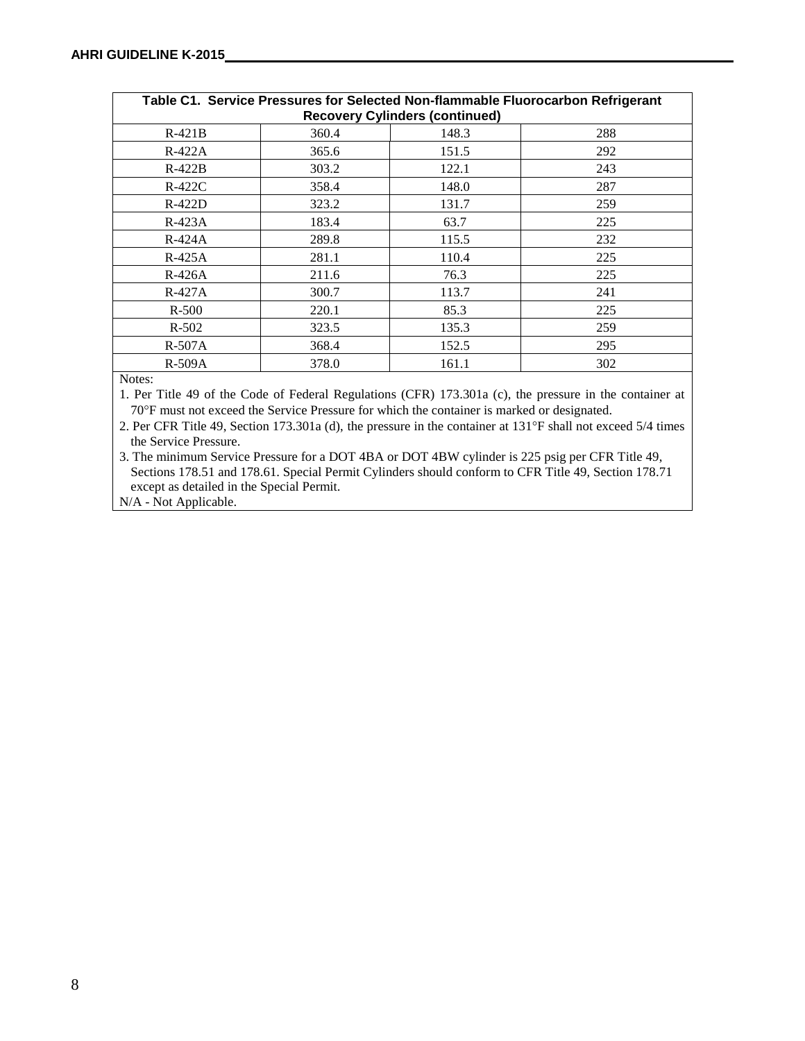| Table C1. Service Pressures for Selected Non-flammable Fluorocarbon Refrigerant Recovery Cylinders (continued) | | | |
|---|---|---|---|
| R-421B | 360.4 | 148.3 | 288 |
| R-422A | 365.6 | 151.5 | 292 |
| R-422B | 303.2 | 122.1 | 243 |
| R-422C | 358.4 | 148.0 | 287 |
| R-422D | 323.2 | 131.7 | 259 |
| R-423A | 183.4 | 63.7 | 225 |
| R-424A | 289.8 | 115.5 | 232 |
| R-425A | 281.1 | 110.4 | 225 |
| R-426A | 211.6 | 76.3 | 225 |
| R-427A | 300.7 | 113.7 | 241 |
| R-500 | 220.1 | 85.3 | 225 |
| R-502 | 323.5 | 135.3 | 259 |
| R-507A | 368.4 | 152.5 | 295 |
| R-509A | 378.0 | 161.1 | 302 |

Notes:

1. Per Title 49 of the Code of Federal Regulations (CFR) 173.301a (c), the pressure in the container at 70°F must not exceed the Service Pressure for which the container is marked or designated.
2. Per CFR Title 49, Section 173.301a (d), the pressure in the container at 131°F shall not exceed 5/4 times the Service Pressure.
3. The minimum Service Pressure for a DOT 4BA or DOT 4BW cylinder is 225 psig per CFR Title 49, Sections 178.51 and 178.61. Special Permit Cylinders should conform to CFR Title 49, Section 178.71 except as detailed in the Special Permit.

N/A - Not Applicable.